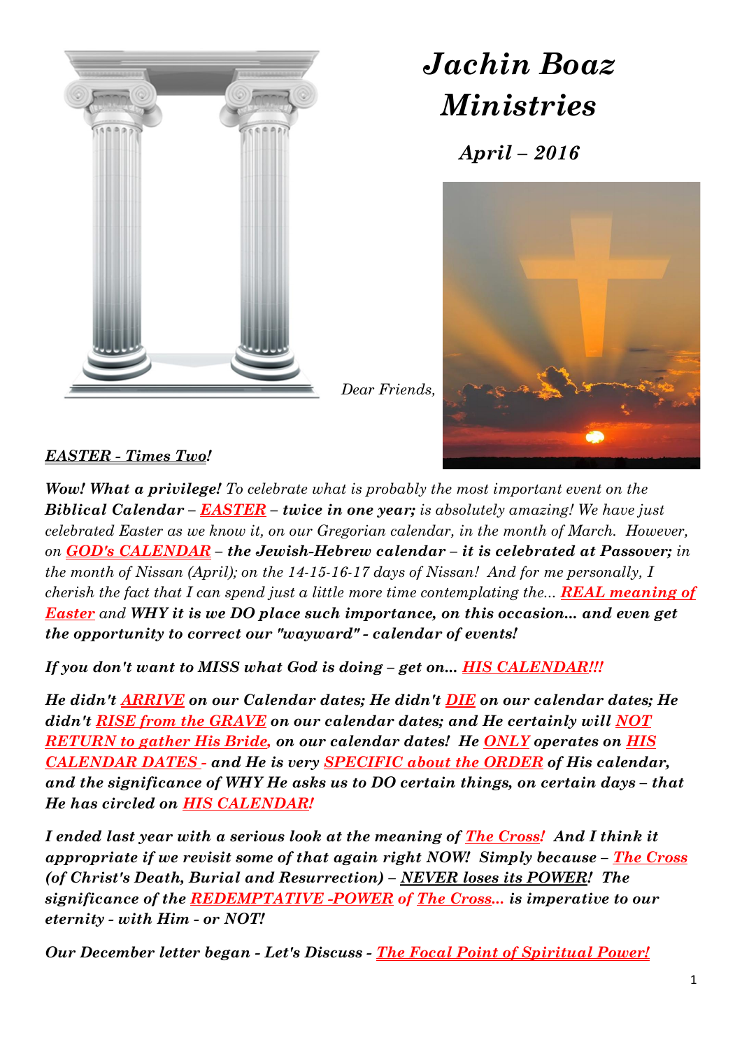# *Jachin Boaz Ministries*

## *April – 2016*

*Dear Friends,*

***EASTER - Times Two!***

***Wow! What a privilege!*** *To celebrate what is probably the most important event on the* ***Biblical Calendar – EASTER – twice in one year;*** *is absolutely amazing! We have just celebrated Easter as we know it, on our Gregorian calendar, in the month of March. However, on* ***GOD's CALENDAR – the Jewish-Hebrew calendar – it is celebrated at Passover;*** *in the month of Nissan (April); on the 14-15-16-17 days of Nissan! And for me personally, I cherish the fact that I can spend just a little more time contemplating the...* ***REAL meaning of Easter*** *and* ***WHY it is we DO place such importance, on this occasion... and even get the opportunity to correct our "wayward" - calendar of events!***

***If you don't want to MISS what God is doing – get on... HIS CALENDAR!!!***

***He didn't ARRIVE on our Calendar dates; He didn't DIE on our calendar dates; He didn't RISE from the GRAVE on our calendar dates; and He certainly will NOT RETURN to gather His Bride, on our calendar dates! He ONLY operates on HIS CALENDAR DATES - and He is very SPECIFIC about the ORDER of His calendar, and the significance of WHY He asks us to DO certain things, on certain days – that He has circled on HIS CALENDAR!***

***I ended last year with a serious look at the meaning of The Cross! And I think it appropriate if we revisit some of that again right NOW! Simply because – The Cross (of Christ's Death, Burial and Resurrection) – NEVER loses its POWER! The significance of the REDEMPTATIVE -POWER of The Cross... is imperative to our eternity - with Him - or NOT!***

***Our December letter began - Let's Discuss - The Focal Point of Spiritual Power!***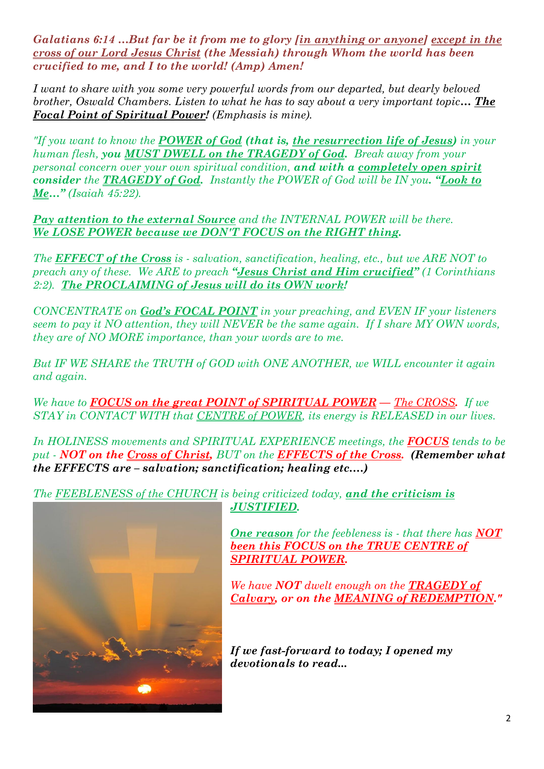***Galatians 6:14 …But far be it from me to glory [in anything or anyone] except in the cross of our Lord Jesus Christ (the Messiah) through Whom the world has been crucified to me, and I to the world! (Amp) Amen!***

*I want to share with you some very powerful words from our departed, but dearly beloved brother, Oswald Chambers. Listen to what he has to say about a very important topic…* ***The Focal Point of Spiritual Power!*** *(Emphasis is mine).*

*"If you want to know the* ***POWER of God*** ***(that is, the resurrection life of Jesus)*** *in your human flesh,* ***you MUST DWELL on the TRAGEDY of God.*** *Break away from your personal concern over your own spiritual condition,* ***and with a completely open spirit consider*** *the* ***TRAGEDY of God.*** *Instantly the POWER of God will be IN you.* ***"Look to Me…"*** *(Isaiah 45:22).*

***Pay attention to the external Source*** *and the INTERNAL POWER will be there.*
***We LOSE POWER because we DON'T FOCUS on the RIGHT thing.***

*The* ***EFFECT of the Cross*** *is - salvation, sanctification, healing, etc., but we ARE NOT to preach any of these. We ARE to preach* ***"Jesus Christ and Him crucified"*** *(1 Corinthians 2:2).* ***The PROCLAIMING of Jesus will do its OWN work!***

*CONCENTRATE on* ***God's FOCAL POINT*** *in your preaching, and EVEN IF your listeners seem to pay it NO attention, they will NEVER be the same again. If I share MY OWN words, they are of NO MORE importance, than your words are to me.*

*But IF WE SHARE the TRUTH of GOD with ONE ANOTHER, we WILL encounter it again and again.*

*We have to* ***FOCUS on the great POINT of SPIRITUAL POWER*** *— The CROSS.* *If we STAY in CONTACT WITH that CENTRE of POWER, its energy is RELEASED in our lives.*

*In HOLINESS movements and SPIRITUAL EXPERIENCE meetings, the* ***FOCUS*** *tends to be put -* ***NOT on the Cross of Christ,*** *BUT on the* ***EFFECTS of the Cross.*** ***(Remember what the EFFECTS are – salvation; sanctification; healing etc….)***

*The FEEBLENESS of the CHURCH is being criticized today,* ***and the criticism is JUSTIFIED.***

***One reason*** *for the feebleness is - that there has* ***NOT been this FOCUS on the TRUE CENTRE of SPIRITUAL POWER.***

*We have* ***NOT*** *dwelt enough on the* ***TRAGEDY of Calvary, or on the MEANING of REDEMPTION."***

***If we fast-forward to today; I opened my devotionals to read...***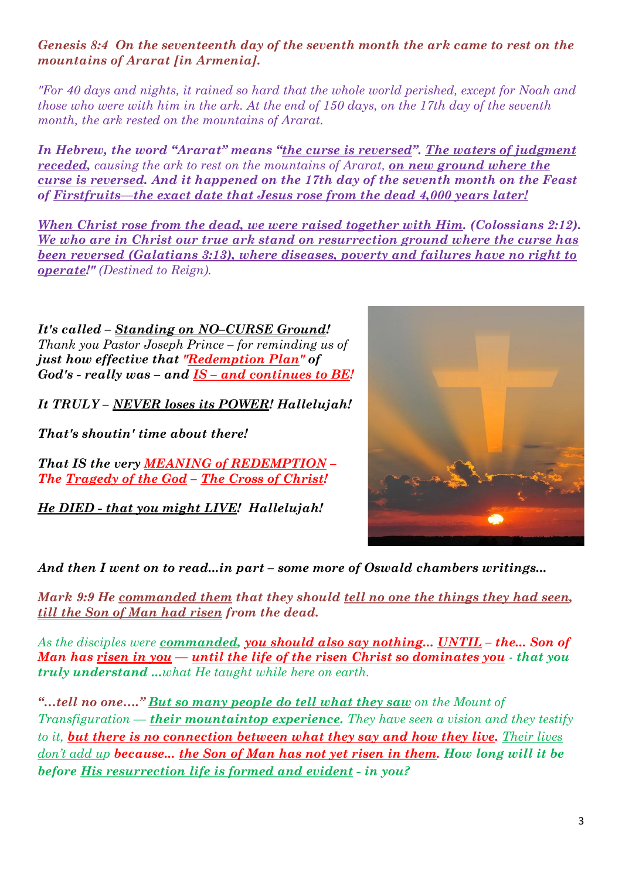***Genesis 8:4  On the seventeenth day of the seventh month the ark came to rest on the mountains of Ararat [in Armenia].***

*"For 40 days and nights, it rained so hard that the whole world perished, except for Noah and those who were with him in the ark. At the end of 150 days, on the 17th day of the seventh month, the ark rested on the mountains of Ararat.*

***In Hebrew, the word "Ararat" means "the curse is reversed". The waters of judgment receded,*** *causing the ark to rest on the mountains of Ararat,* ***on new ground where the curse is reversed. And it happened on the 17th day of the seventh month on the Feast of Firstfruits—the exact date that Jesus rose from the dead 4,000 years later!***

***When Christ rose from the dead, we were raised together with Him. (Colossians 2:12). We who are in Christ our true ark stand on resurrection ground where the curse has been reversed (Galatians 3:13), where diseases, poverty and failures have no right to operate!"*** *(Destined to Reign).*

***It's called – Standing on NO–CURSE Ground!***
*Thank you Pastor Joseph Prince – for reminding us of* ***just how effective that "Redemption Plan" of God's - really was – and IS – and continues to BE!***

***It TRULY – NEVER loses its POWER! Hallelujah!***

***That's shoutin' time about there!***

***That IS the very MEANING of REDEMPTION – The Tragedy of the God – The Cross of Christ!***

***He DIED - that you might LIVE!  Hallelujah!***

***And then I went on to read...in part – some more of Oswald chambers writings...***

***Mark 9:9 He commanded them that they should tell no one the things they had seen, till the Son of Man had risen from the dead.***

*As the disciples were* ***commanded, you should also say nothing... UNTIL – the... Son of Man has risen in you — until the life of the risen Christ so dominates you*** *- that you* ***truly understand ...****what He taught while here on earth.*

***"...tell no one...." But so many people do tell what they saw*** *on the Mount of Transfiguration —* ***their mountaintop experience.*** *They have seen a vision and they testify to it,* ***but there is no connection between what they say and how they live.*** *Their lives don't add up* ***because... the Son of Man has not yet risen in them. How long will it be before His resurrection life is formed and evident - in you?***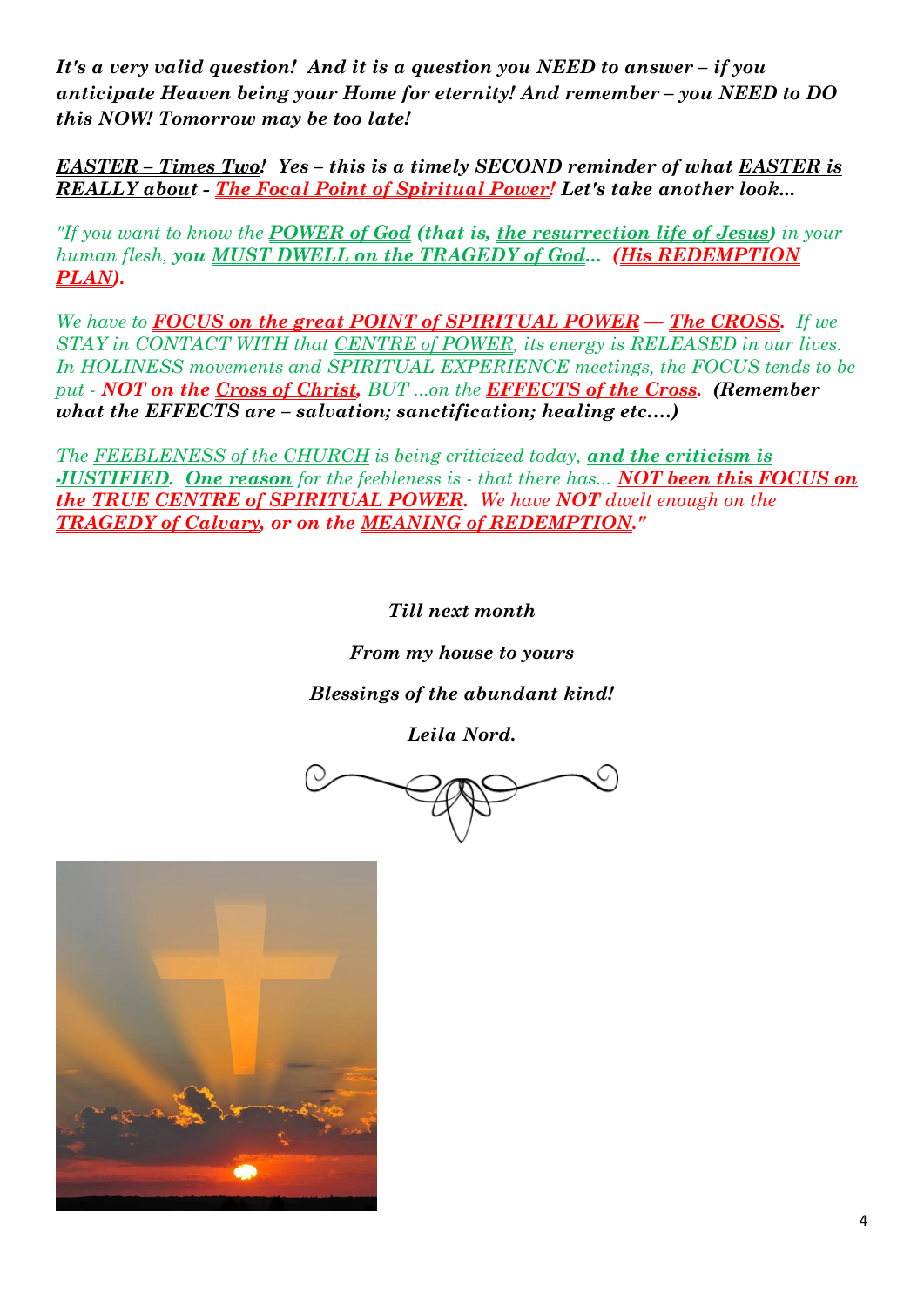***It's a very valid question! And it is a question you NEED to answer – if you anticipate Heaven being your Home for eternity! And remember – you NEED to DO this NOW! Tomorrow may be too late!***

***EASTER – Times Two! Yes – this is a timely SECOND reminder of what EASTER is REALLY about - The Focal Point of Spiritual Power! Let's take another look...***

*"If you want to know the **POWER of God (that is, the resurrection life of Jesus)** in your human flesh, **you MUST DWELL on the TRAGEDY of God... (His REDEMPTION PLAN).***

*We have to **FOCUS on the great POINT of SPIRITUAL POWER — The CROSS.** If we STAY in CONTACT WITH that CENTRE of POWER, its energy is RELEASED in our lives. In HOLINESS movements and SPIRITUAL EXPERIENCE meetings, the FOCUS tends to be put - **NOT on the Cross of Christ,** BUT ...on the **EFFECTS of the Cross. (Remember what the EFFECTS are – salvation; sanctification; healing etc....)***

*The FEEBLENESS of the CHURCH is being criticized today, **and the criticism is JUSTIFIED. One reason** for the feebleness is - that there has... **NOT been this FOCUS on the TRUE CENTRE of SPIRITUAL POWER.** We have **NOT** dwelt enough on the **TRAGEDY of Calvary, or on the MEANING of REDEMPTION."***

***Till next month***

***From my house to yours***

***Blessings of the abundant kind!***

***Leila Nord.***